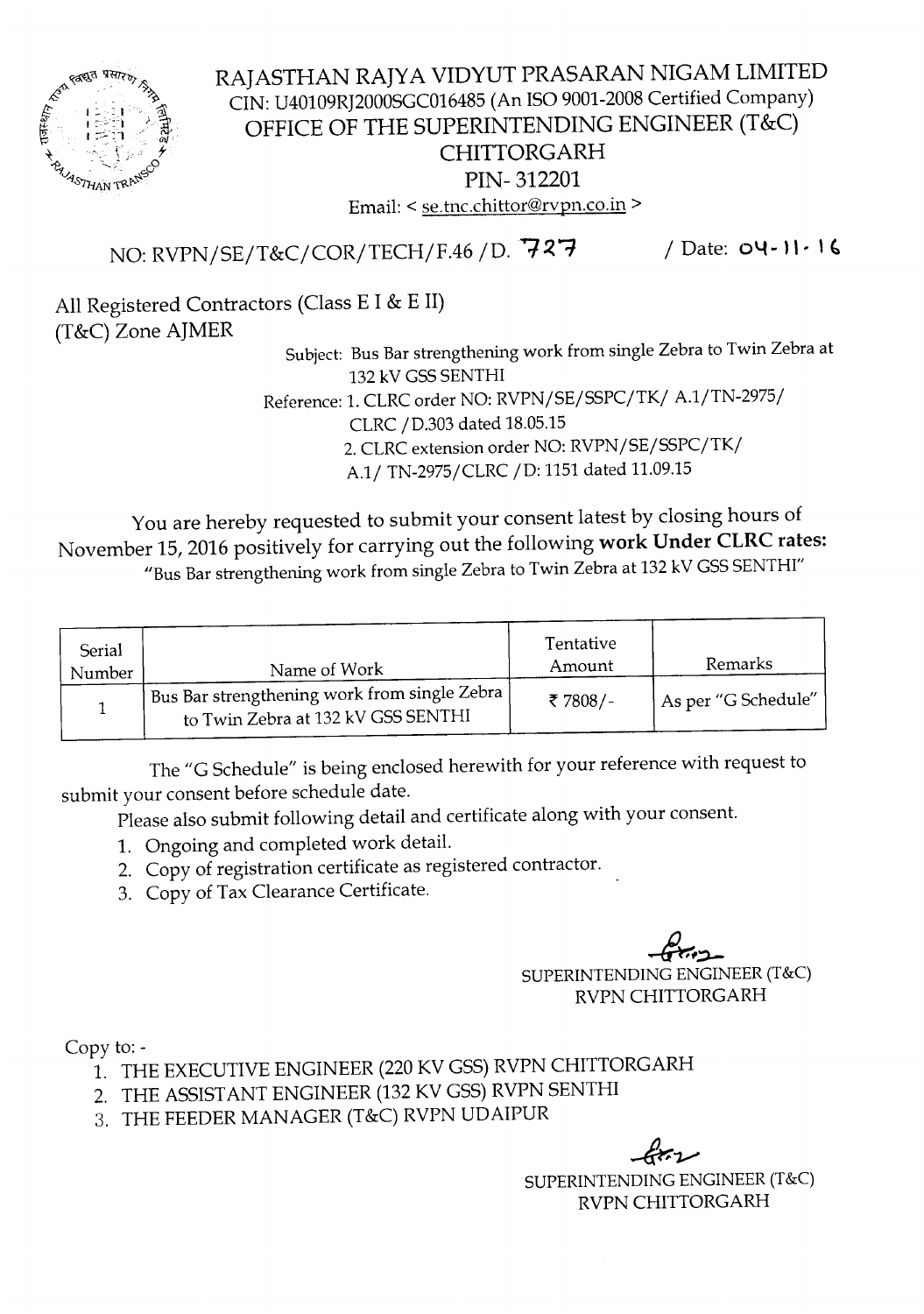# RAJASTHAN RAJYA VIDYUT PRASARAN NIGAM LIMITED

CIN: U40109RJ2000SGC016485 (An ISO 9001-2008 Certified Company)

OFFICE OF THE SUPERINTENDING ENGINEER (T&C)

CHITTORGARH

PIN- 312201

Email: < se.tnc.chittor@rvpn.co.in >

NO: RVPN/SE/T&C/COR/TECH/F.46 /D. 727 / Date: 04-11-16

All Registered Contractors (Class E I & E II)
(T&C) Zone AJMER

Subject: Bus Bar strengthening work from single Zebra to Twin Zebra at 132 kV GSS SENTHI

Reference: 1. CLRC order NO: RVPN/SE/SSPC/TK/ A.1/TN-2975/ CLRC /D.303 dated 18.05.15
2. CLRC extension order NO: RVPN/SE/SSPC/TK/ A.1/ TN-2975/CLRC /D: 1151 dated 11.09.15

You are hereby requested to submit your consent latest by closing hours of November 15, 2016 positively for carrying out the following **work Under CLRC rates:**
"Bus Bar strengthening work from single Zebra to Twin Zebra at 132 kV GSS SENTHI"

| Serial Number | Name of Work | Tentative Amount | Remarks |
|---|---|---|---|
| 1 | Bus Bar strengthening work from single Zebra to Twin Zebra at 132 kV GSS SENTHI | ₹ 7808/- | As per "G Schedule" |

The "G Schedule" is being enclosed herewith for your reference with request to submit your consent before schedule date.

Please also submit following detail and certificate along with your consent.

1. Ongoing and completed work detail.
2. Copy of registration certificate as registered contractor.
3. Copy of Tax Clearance Certificate.

SUPERINTENDING ENGINEER (T&C)
RVPN CHITTORGARH

Copy to: -

1. THE EXECUTIVE ENGINEER (220 KV GSS) RVPN CHITTORGARH
2. THE ASSISTANT ENGINEER (132 KV GSS) RVPN SENTHI
3. THE FEEDER MANAGER (T&C) RVPN UDAIPUR

SUPERINTENDING ENGINEER (T&C)
RVPN CHITTORGARH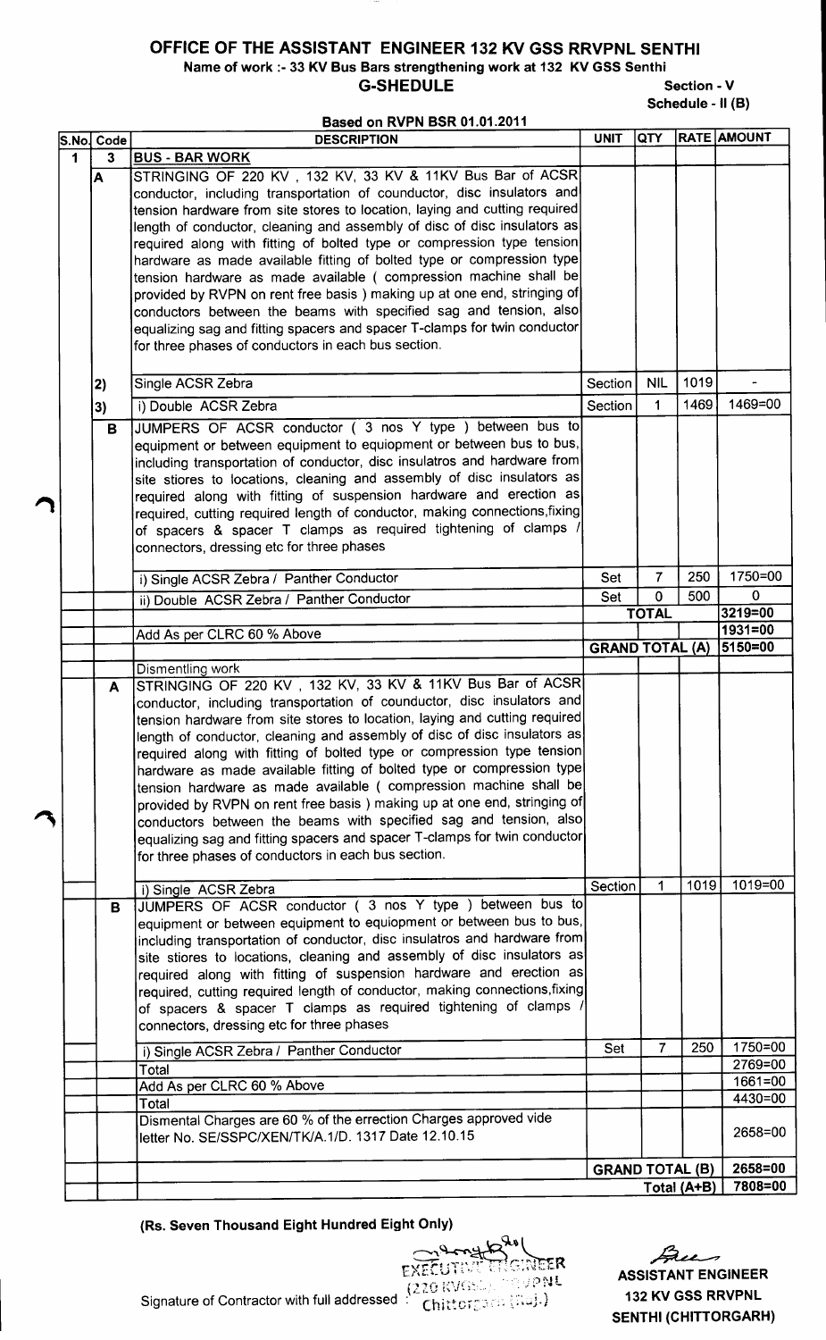# OFFICE OF THE ASSISTANT ENGINEER 132 KV GSS RRVPNL SENTHI

**Name of work :- 33 KV Bus Bars strengthening work at 132 KV GSS Senthi**

## G-SHEDULE

**Section - V**

**Schedule - II (B)**

**Based on RVPN BSR 01.01.2011**

| S.No. | Code | DESCRIPTION | UNIT | QTY | RATE | AMOUNT |
|---|---|---|---|---|---|---|
| 1 | 3 | **BUS - BAR WORK** | | | | |
| | A | STRINGING OF 220 KV , 132 KV, 33 KV & 11KV Bus Bar of ACSR conductor, including transportation of counductor, disc insulators and tension hardware from site stores to location, laying and cutting required length of conductor, cleaning and assembly of disc of disc insulators as required along with fitting of bolted type or compression type tension hardware as made available fitting of bolted type or compression type tension hardware as made available ( compression machine shall be provided by RVPN on rent free basis ) making up at one end, stringing of conductors between the beams with specified sag and tension, also equalizing sag and fitting spacers and spacer T-clamps for twin conductor for three phases of conductors in each bus section. | | | | |
| | 2) | Single ACSR Zebra | Section | NIL | 1019 | - |
| | 3) | i) Double ACSR Zebra | Section | 1 | 1469 | 1469=00 |
| | B | JUMPERS OF ACSR conductor ( 3 nos Y type ) between bus to equipment or between equipment to equiopment or between bus to bus, including transportation of conductor, disc insulatros and hardware from site stiores to locations, cleaning and assembly of disc insulators as required along with fitting of suspension hardware and erection as required, cutting required length of conductor, making connections,fixing of spacers & spacer T clamps as required tightening of clamps / connectors, dressing etc for three phases | | | | |
| | | i) Single ACSR Zebra / Panther Conductor | Set | 7 | 250 | 1750=00 |
| | | ii) Double ACSR Zebra / Panther Conductor | Set | 0 | 500 | 0 |
| | | | **TOTAL** | | | **3219=00** |
| | | Add As per CLRC 60 % Above | | | | **1931=00** |
| | | | **GRAND TOTAL (A)** | | | **5150=00** |
| | | Dismentling work | | | | |
| | A | STRINGING OF 220 KV , 132 KV, 33 KV & 11KV Bus Bar of ACSR conductor, including transportation of counductor, disc insulators and tension hardware from site stores to location, laying and cutting required length of conductor, cleaning and assembly of disc of disc insulators as required along with fitting of bolted type or compression type tension hardware as made available fitting of bolted type or compression type tension hardware as made available ( compression machine shall be provided by RVPN on rent free basis ) making up at one end, stringing of conductors between the beams with specified sag and tension, also equalizing sag and fitting spacers and spacer T-clamps for twin conductor for three phases of conductors in each bus section. | | | | |
| | | i) Single ACSR Zebra | Section | 1 | 1019 | 1019=00 |
| | B | JUMPERS OF ACSR conductor ( 3 nos Y type ) between bus to equipment or between equipment to equiopment or between bus to bus, including transportation of conductor, disc insulatros and hardware from site stiores to locations, cleaning and assembly of disc insulators as required along with fitting of suspension hardware and erection as required, cutting required length of conductor, making connections,fixing of spacers & spacer T clamps as required tightening of clamps / connectors, dressing etc for three phases | | | | |
| | | i) Single ACSR Zebra / Panther Conductor | Set | 7 | 250 | 1750=00 |
| | | Total | | | | 2769=00 |
| | | Add As per CLRC 60 % Above | | | | 1661=00 |
| | | Total | | | | 4430=00 |
| | | Dismental Charges are 60 % of the errection Charges approved vide letter No. SE/SSPC/XEN/TK/A.1/D. 1317 Date 12.10.15 | | | | 2658=00 |
| | | | **GRAND TOTAL (B)** | | | **2658=00** |
| | | | **Total (A+B)** | | | **7808=00** |

**(Rs. Seven Thousand Eight Hundred Eight Only)**

Signature of Contractor with full addressed :

EXECUTIVE ENGINEER
(220 KVGSS RVPNL
Chittorgarh (Raj.)

**ASSISTANT ENGINEER**
**132 KV GSS RRVPNL**
**SENTHI (CHITTORGARH)**